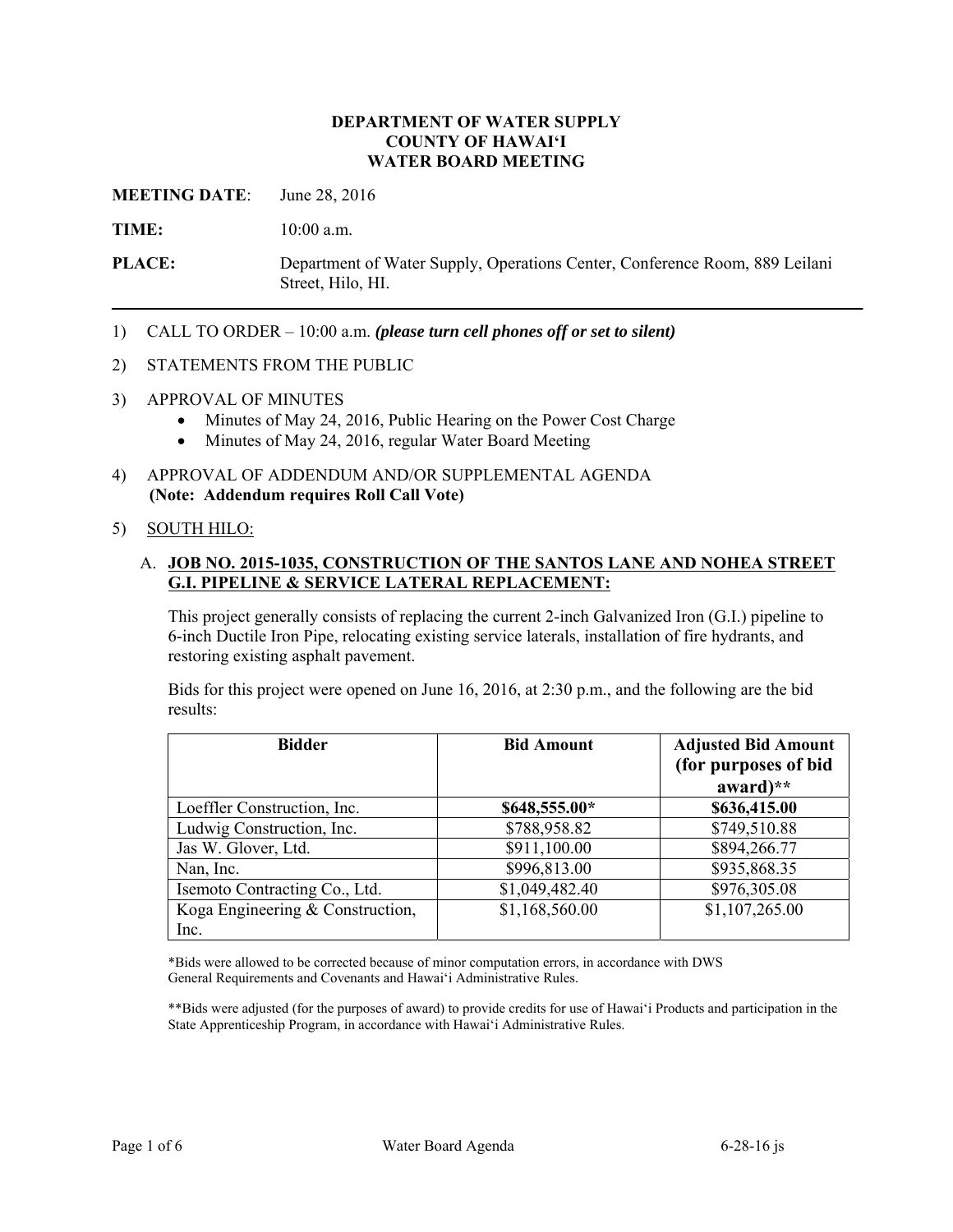# DEPARTMENT OF WATER SUPPLY
# COUNTY OF HAWAI'I
# WATER BOARD MEETING

**MEETING DATE**: June 28, 2016

**TIME:** 10:00 a.m.

**PLACE:** Department of Water Supply, Operations Center, Conference Room, 889 Leilani Street, Hilo, HI.

---

1) CALL TO ORDER – 10:00 a.m. ***(please turn cell phones off or set to silent)***

2) STATEMENTS FROM THE PUBLIC

3) APPROVAL OF MINUTES
   - Minutes of May 24, 2016, Public Hearing on the Power Cost Charge
   - Minutes of May 24, 2016, regular Water Board Meeting

4) APPROVAL OF ADDENDUM AND/OR SUPPLEMENTAL AGENDA
   **(Note: Addendum requires Roll Call Vote)**

5) SOUTH HILO:

   A. **JOB NO. 2015-1035, CONSTRUCTION OF THE SANTOS LANE AND NOHEA STREET G.I. PIPELINE & SERVICE LATERAL REPLACEMENT:**

   This project generally consists of replacing the current 2-inch Galvanized Iron (G.I.) pipeline to 6-inch Ductile Iron Pipe, relocating existing service laterals, installation of fire hydrants, and restoring existing asphalt pavement.

   Bids for this project were opened on June 16, 2016, at 2:30 p.m., and the following are the bid results:

| Bidder | Bid Amount | Adjusted Bid Amount (for purposes of bid award)** |
|---|---|---|
| Loeffler Construction, Inc. | **$648,555.00*** | **$636,415.00** |
| Ludwig Construction, Inc. | $788,958.82 | $749,510.88 |
| Jas W. Glover, Ltd. | $911,100.00 | $894,266.77 |
| Nan, Inc. | $996,813.00 | $935,868.35 |
| Isemoto Contracting Co., Ltd. | $1,049,482.40 | $976,305.08 |
| Koga Engineering & Construction, Inc. | $1,168,560.00 | $1,107,265.00 |

*Bids were allowed to be corrected because of minor computation errors, in accordance with DWS General Requirements and Covenants and Hawai'i Administrative Rules.

**Bids were adjusted (for the purposes of award) to provide credits for use of Hawai'i Products and participation in the State Apprenticeship Program, in accordance with Hawai'i Administrative Rules.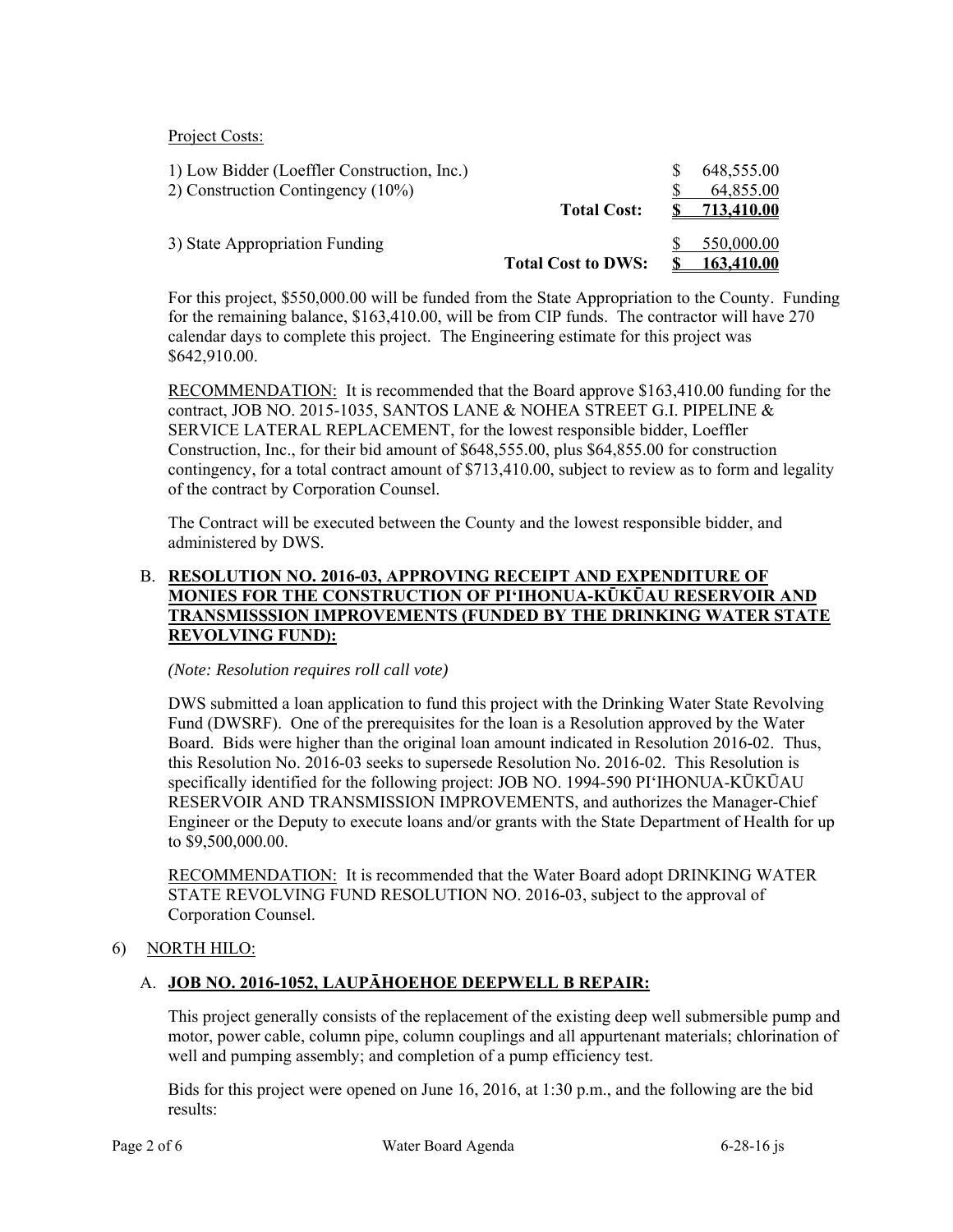Project Costs:

| | | |
|---|---|---|
| 1) Low Bidder (Loeffler Construction, Inc.) | | $ 648,555.00 |
| 2) Construction Contingency (10%) | | $ 64,855.00 |
| | **Total Cost:** | **$ 713,410.00** |
| 3) State Appropriation Funding | | $ 550,000.00 |
| | **Total Cost to DWS:** | **$ 163,410.00** |

For this project, $550,000.00 will be funded from the State Appropriation to the County. Funding for the remaining balance, $163,410.00, will be from CIP funds. The contractor will have 270 calendar days to complete this project. The Engineering estimate for this project was $642,910.00.

RECOMMENDATION: It is recommended that the Board approve $163,410.00 funding for the contract, JOB NO. 2015-1035, SANTOS LANE & NOHEA STREET G.I. PIPELINE & SERVICE LATERAL REPLACEMENT, for the lowest responsible bidder, Loeffler Construction, Inc., for their bid amount of $648,555.00, plus $64,855.00 for construction contingency, for a total contract amount of $713,410.00, subject to review as to form and legality of the contract by Corporation Counsel.

The Contract will be executed between the County and the lowest responsible bidder, and administered by DWS.

B. **RESOLUTION NO. 2016-03, APPROVING RECEIPT AND EXPENDITURE OF MONIES FOR THE CONSTRUCTION OF PI'IHONUA-KŪKŪAU RESERVOIR AND TRANSMISSSION IMPROVEMENTS (FUNDED BY THE DRINKING WATER STATE REVOLVING FUND):**

*(Note: Resolution requires roll call vote)*

DWS submitted a loan application to fund this project with the Drinking Water State Revolving Fund (DWSRF). One of the prerequisites for the loan is a Resolution approved by the Water Board. Bids were higher than the original loan amount indicated in Resolution 2016-02. Thus, this Resolution No. 2016-03 seeks to supersede Resolution No. 2016-02. This Resolution is specifically identified for the following project: JOB NO. 1994-590 PI'IHONUA-KŪKŪAU RESERVOIR AND TRANSMISSION IMPROVEMENTS, and authorizes the Manager-Chief Engineer or the Deputy to execute loans and/or grants with the State Department of Health for up to $9,500,000.00.

RECOMMENDATION: It is recommended that the Water Board adopt DRINKING WATER STATE REVOLVING FUND RESOLUTION NO. 2016-03, subject to the approval of Corporation Counsel.

6) NORTH HILO:

A. **JOB NO. 2016-1052, LAUPĀHOEHOE DEEPWELL B REPAIR:**

This project generally consists of the replacement of the existing deep well submersible pump and motor, power cable, column pipe, column couplings and all appurtenant materials; chlorination of well and pumping assembly; and completion of a pump efficiency test.

Bids for this project were opened on June 16, 2016, at 1:30 p.m., and the following are the bid results: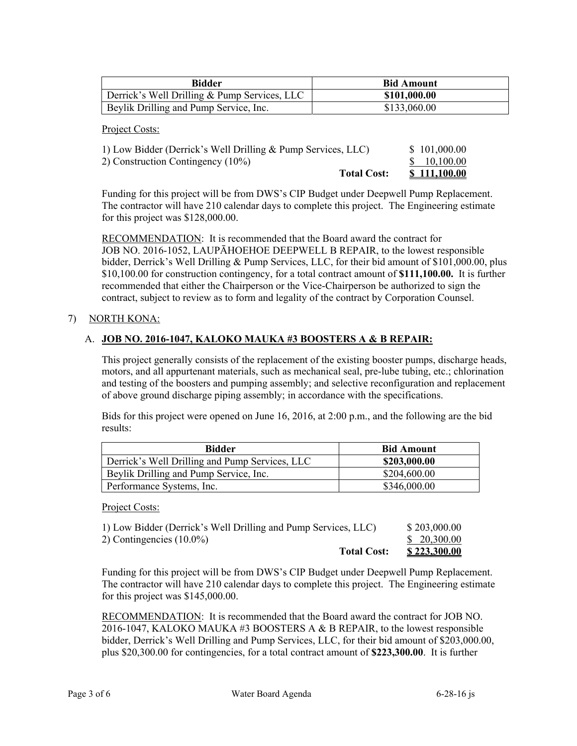| Bidder | Bid Amount |
| --- | --- |
| Derrick's Well Drilling & Pump Services, LLC | **\$101,000.00** |
| Beylik Drilling and Pump Service, Inc. | \$133,060.00 |

Project Costs:

| | |
| --- | --- |
| 1) Low Bidder (Derrick's Well Drilling & Pump Services, LLC) | \$ 101,000.00 |
| 2) Construction Contingency (10%) | \$ 10,100.00 |
| **Total Cost:** | **\$ 111,100.00** |

Funding for this project will be from DWS's CIP Budget under Deepwell Pump Replacement. The contractor will have 210 calendar days to complete this project. The Engineering estimate for this project was \$128,000.00.

RECOMMENDATION: It is recommended that the Board award the contract for JOB NO. 2016-1052, LAUPĀHOEHOE DEEPWELL B REPAIR, to the lowest responsible bidder, Derrick's Well Drilling & Pump Services, LLC, for their bid amount of \$101,000.00, plus \$10,100.00 for construction contingency, for a total contract amount of **\$111,100.00.** It is further recommended that either the Chairperson or the Vice-Chairperson be authorized to sign the contract, subject to review as to form and legality of the contract by Corporation Counsel.

7) NORTH KONA:

A. **JOB NO. 2016-1047, KALOKO MAUKA #3 BOOSTERS A & B REPAIR:**

This project generally consists of the replacement of the existing booster pumps, discharge heads, motors, and all appurtenant materials, such as mechanical seal, pre-lube tubing, etc.; chlorination and testing of the boosters and pumping assembly; and selective reconfiguration and replacement of above ground discharge piping assembly; in accordance with the specifications.

Bids for this project were opened on June 16, 2016, at 2:00 p.m., and the following are the bid results:

| Bidder | Bid Amount |
| --- | --- |
| Derrick's Well Drilling and Pump Services, LLC | **\$203,000.00** |
| Beylik Drilling and Pump Service, Inc. | \$204,600.00 |
| Performance Systems, Inc. | \$346,000.00 |

Project Costs:

| | |
| --- | --- |
| 1) Low Bidder (Derrick's Well Drilling and Pump Services, LLC) | \$ 203,000.00 |
| 2) Contingencies (10.0%) | \$ 20,300.00 |
| **Total Cost:** | **\$ 223,300.00** |

Funding for this project will be from DWS's CIP Budget under Deepwell Pump Replacement. The contractor will have 210 calendar days to complete this project. The Engineering estimate for this project was \$145,000.00.

RECOMMENDATION: It is recommended that the Board award the contract for JOB NO. 2016-1047, KALOKO MAUKA #3 BOOSTERS A & B REPAIR, to the lowest responsible bidder, Derrick's Well Drilling and Pump Services, LLC, for their bid amount of \$203,000.00, plus \$20,300.00 for contingencies, for a total contract amount of **\$223,300.00**. It is further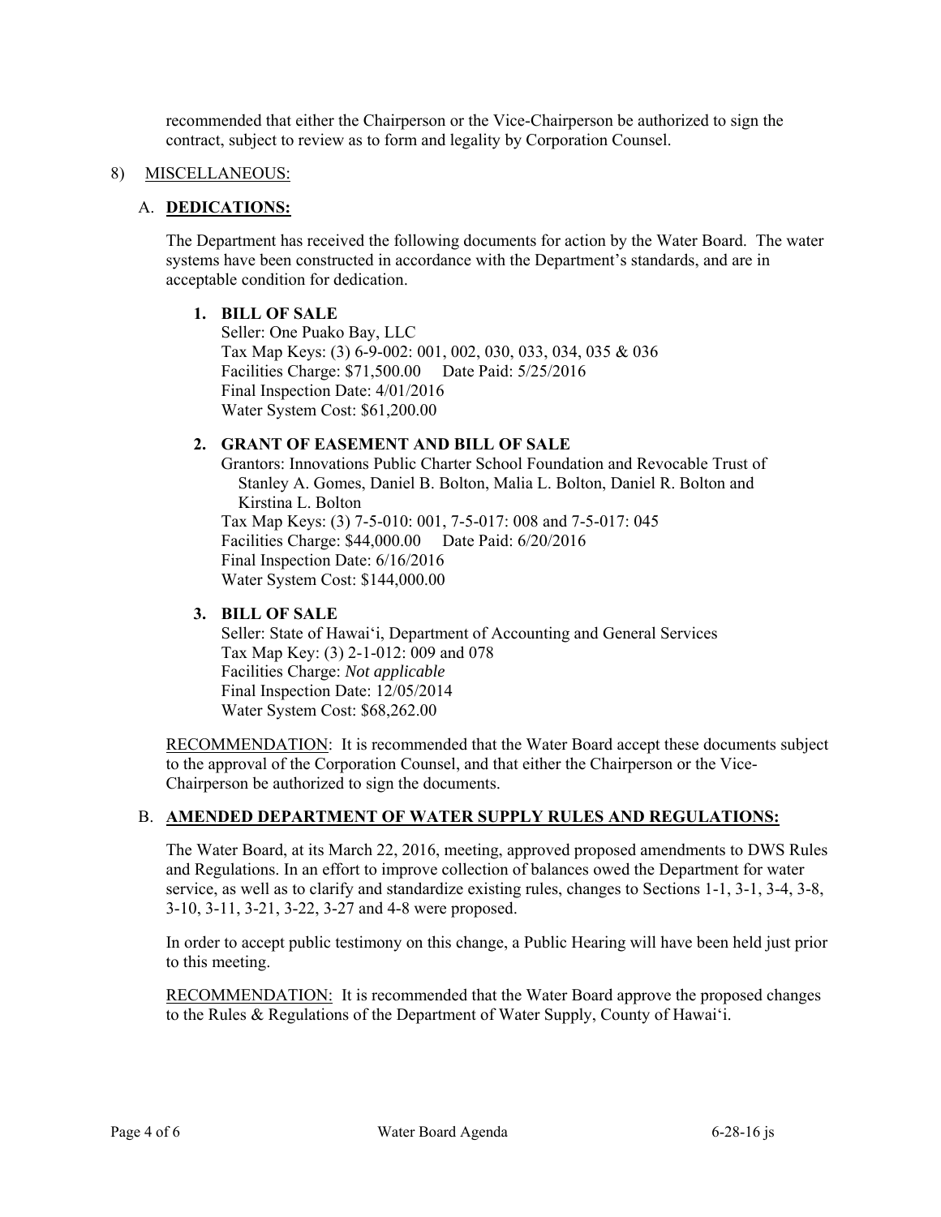recommended that either the Chairperson or the Vice-Chairperson be authorized to sign the contract, subject to review as to form and legality by Corporation Counsel.

8) MISCELLANEOUS:

A. **DEDICATIONS:**

The Department has received the following documents for action by the Water Board. The water systems have been constructed in accordance with the Department's standards, and are in acceptable condition for dedication.

1. **BILL OF SALE**
   Seller: One Puako Bay, LLC
   Tax Map Keys: (3) 6-9-002: 001, 002, 030, 033, 034, 035 & 036
   Facilities Charge: $71,500.00  Date Paid: 5/25/2016
   Final Inspection Date: 4/01/2016
   Water System Cost: $61,200.00

2. **GRANT OF EASEMENT AND BILL OF SALE**
   Grantors: Innovations Public Charter School Foundation and Revocable Trust of Stanley A. Gomes, Daniel B. Bolton, Malia L. Bolton, Daniel R. Bolton and Kirstina L. Bolton
   Tax Map Keys: (3) 7-5-010: 001, 7-5-017: 008 and 7-5-017: 045
   Facilities Charge: $44,000.00  Date Paid: 6/20/2016
   Final Inspection Date: 6/16/2016
   Water System Cost: $144,000.00

3. **BILL OF SALE**
   Seller: State of Hawai'i, Department of Accounting and General Services
   Tax Map Key: (3) 2-1-012: 009 and 078
   Facilities Charge: *Not applicable*
   Final Inspection Date: 12/05/2014
   Water System Cost: $68,262.00

RECOMMENDATION: It is recommended that the Water Board accept these documents subject to the approval of the Corporation Counsel, and that either the Chairperson or the Vice-Chairperson be authorized to sign the documents.

B. **AMENDED DEPARTMENT OF WATER SUPPLY RULES AND REGULATIONS:**

The Water Board, at its March 22, 2016, meeting, approved proposed amendments to DWS Rules and Regulations. In an effort to improve collection of balances owed the Department for water service, as well as to clarify and standardize existing rules, changes to Sections 1-1, 3-1, 3-4, 3-8, 3-10, 3-11, 3-21, 3-22, 3-27 and 4-8 were proposed.

In order to accept public testimony on this change, a Public Hearing will have been held just prior to this meeting.

RECOMMENDATION: It is recommended that the Water Board approve the proposed changes to the Rules & Regulations of the Department of Water Supply, County of Hawai'i.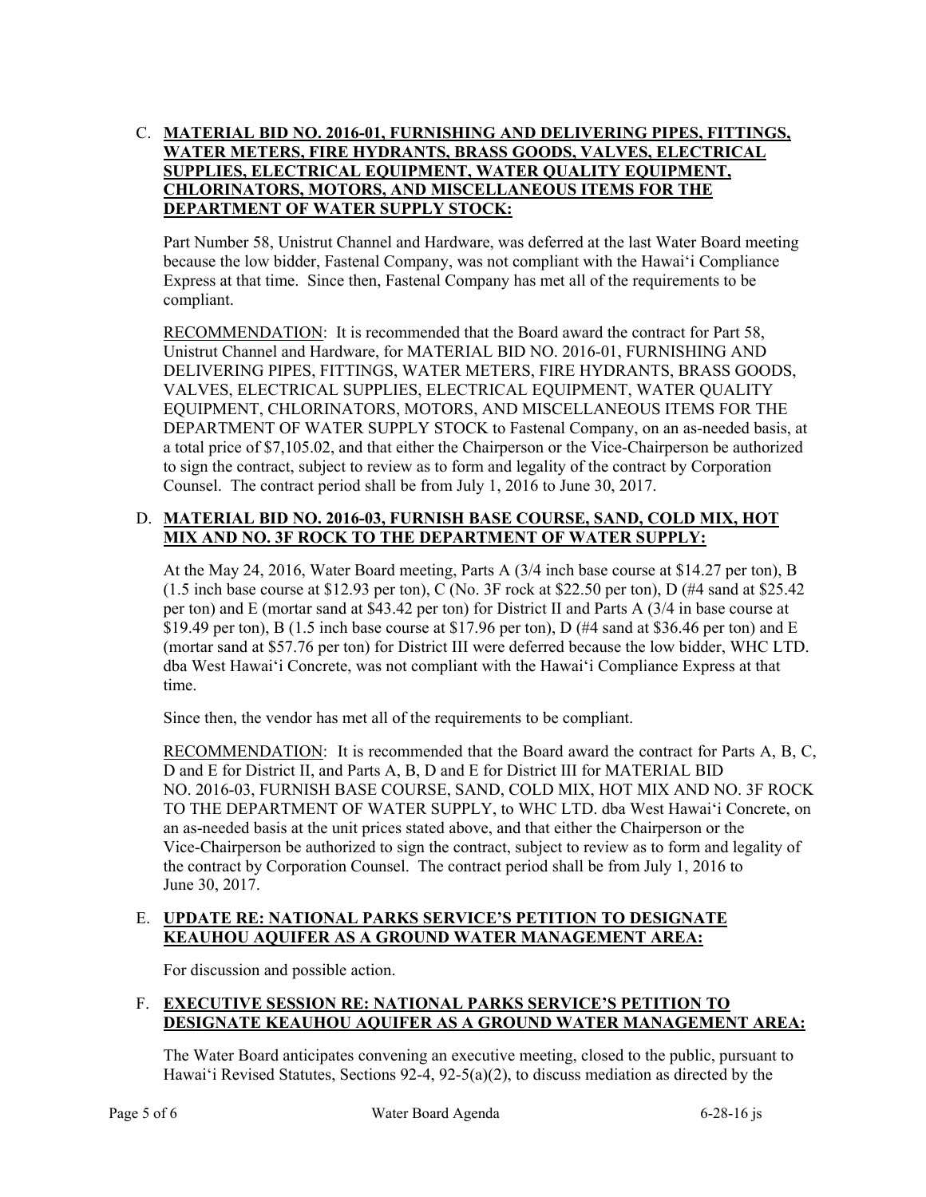C. **MATERIAL BID NO. 2016-01, FURNISHING AND DELIVERING PIPES, FITTINGS, WATER METERS, FIRE HYDRANTS, BRASS GOODS, VALVES, ELECTRICAL SUPPLIES, ELECTRICAL EQUIPMENT, WATER QUALITY EQUIPMENT, CHLORINATORS, MOTORS, AND MISCELLANEOUS ITEMS FOR THE DEPARTMENT OF WATER SUPPLY STOCK:**

Part Number 58, Unistrut Channel and Hardware, was deferred at the last Water Board meeting because the low bidder, Fastenal Company, was not compliant with the Hawai'i Compliance Express at that time. Since then, Fastenal Company has met all of the requirements to be compliant.

RECOMMENDATION: It is recommended that the Board award the contract for Part 58, Unistrut Channel and Hardware, for MATERIAL BID NO. 2016-01, FURNISHING AND DELIVERING PIPES, FITTINGS, WATER METERS, FIRE HYDRANTS, BRASS GOODS, VALVES, ELECTRICAL SUPPLIES, ELECTRICAL EQUIPMENT, WATER QUALITY EQUIPMENT, CHLORINATORS, MOTORS, AND MISCELLANEOUS ITEMS FOR THE DEPARTMENT OF WATER SUPPLY STOCK to Fastenal Company, on an as-needed basis, at a total price of $7,105.02, and that either the Chairperson or the Vice-Chairperson be authorized to sign the contract, subject to review as to form and legality of the contract by Corporation Counsel. The contract period shall be from July 1, 2016 to June 30, 2017.

D. **MATERIAL BID NO. 2016-03, FURNISH BASE COURSE, SAND, COLD MIX, HOT MIX AND NO. 3F ROCK TO THE DEPARTMENT OF WATER SUPPLY:**

At the May 24, 2016, Water Board meeting, Parts A (3/4 inch base course at $14.27 per ton), B (1.5 inch base course at $12.93 per ton), C (No. 3F rock at $22.50 per ton), D (#4 sand at $25.42 per ton) and E (mortar sand at $43.42 per ton) for District II and Parts A (3/4 in base course at $19.49 per ton), B (1.5 inch base course at $17.96 per ton), D (#4 sand at $36.46 per ton) and E (mortar sand at $57.76 per ton) for District III were deferred because the low bidder, WHC LTD. dba West Hawai'i Concrete, was not compliant with the Hawai'i Compliance Express at that time.

Since then, the vendor has met all of the requirements to be compliant.

RECOMMENDATION: It is recommended that the Board award the contract for Parts A, B, C, D and E for District II, and Parts A, B, D and E for District III for MATERIAL BID NO. 2016-03, FURNISH BASE COURSE, SAND, COLD MIX, HOT MIX AND NO. 3F ROCK TO THE DEPARTMENT OF WATER SUPPLY, to WHC LTD. dba West Hawai'i Concrete, on an as-needed basis at the unit prices stated above, and that either the Chairperson or the Vice-Chairperson be authorized to sign the contract, subject to review as to form and legality of the contract by Corporation Counsel. The contract period shall be from July 1, 2016 to June 30, 2017.

E. **UPDATE RE: NATIONAL PARKS SERVICE'S PETITION TO DESIGNATE KEAUHOU AQUIFER AS A GROUND WATER MANAGEMENT AREA:**

For discussion and possible action.

F. **EXECUTIVE SESSION RE: NATIONAL PARKS SERVICE'S PETITION TO DESIGNATE KEAUHOU AQUIFER AS A GROUND WATER MANAGEMENT AREA:**

The Water Board anticipates convening an executive meeting, closed to the public, pursuant to Hawai'i Revised Statutes, Sections 92-4, 92-5(a)(2), to discuss mediation as directed by the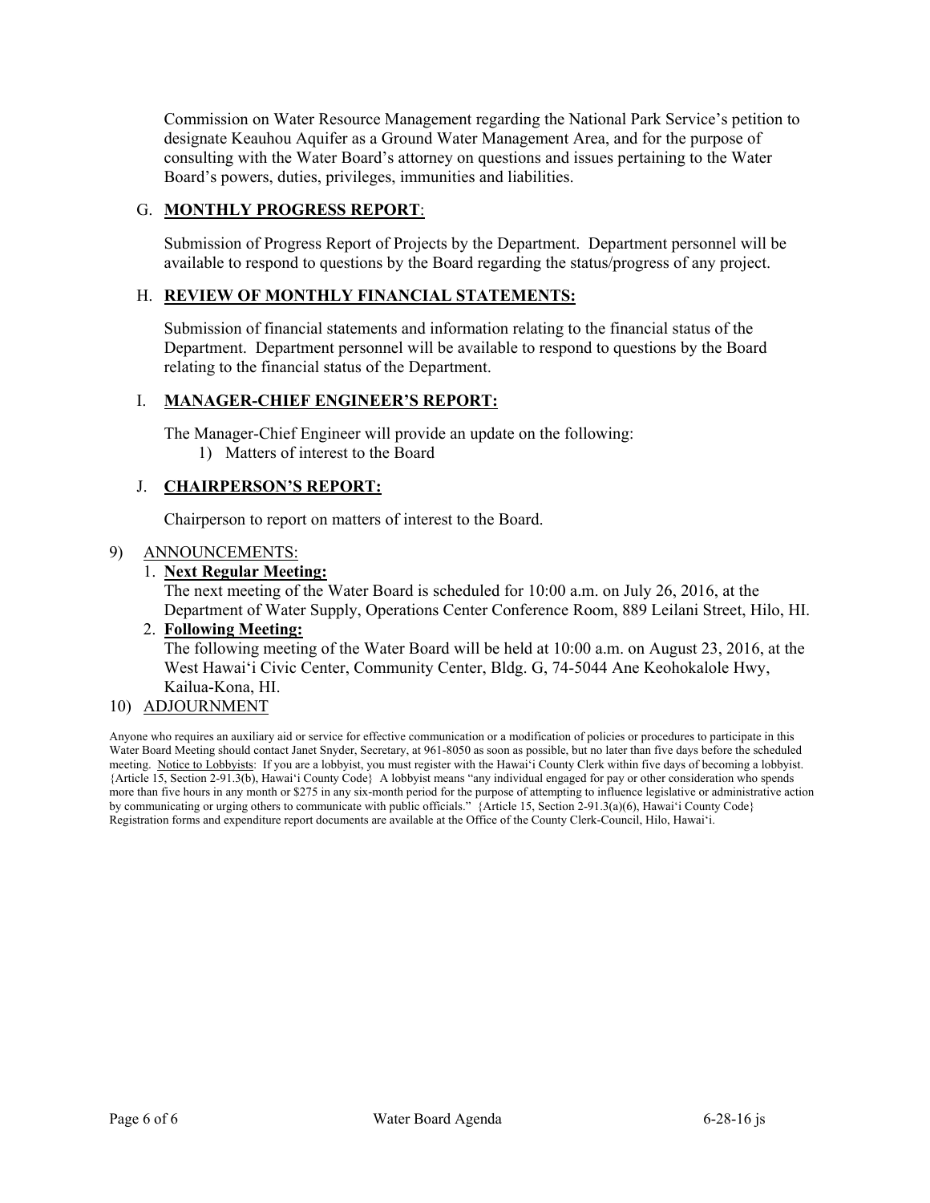Commission on Water Resource Management regarding the National Park Service's petition to designate Keauhou Aquifer as a Ground Water Management Area, and for the purpose of consulting with the Water Board's attorney on questions and issues pertaining to the Water Board's powers, duties, privileges, immunities and liabilities.

G. **MONTHLY PROGRESS REPORT**:

Submission of Progress Report of Projects by the Department. Department personnel will be available to respond to questions by the Board regarding the status/progress of any project.

H. **REVIEW OF MONTHLY FINANCIAL STATEMENTS:**

Submission of financial statements and information relating to the financial status of the Department. Department personnel will be available to respond to questions by the Board relating to the financial status of the Department.

I. **MANAGER-CHIEF ENGINEER'S REPORT:**

The Manager-Chief Engineer will provide an update on the following:

1) Matters of interest to the Board

J. **CHAIRPERSON'S REPORT:**

Chairperson to report on matters of interest to the Board.

9) ANNOUNCEMENTS:

1. **Next Regular Meeting:**
   The next meeting of the Water Board is scheduled for 10:00 a.m. on July 26, 2016, at the Department of Water Supply, Operations Center Conference Room, 889 Leilani Street, Hilo, HI.
2. **Following Meeting:**
   The following meeting of the Water Board will be held at 10:00 a.m. on August 23, 2016, at the West Hawai'i Civic Center, Community Center, Bldg. G, 74-5044 Ane Keohokalole Hwy, Kailua-Kona, HI.

10) ADJOURNMENT

Anyone who requires an auxiliary aid or service for effective communication or a modification of policies or procedures to participate in this Water Board Meeting should contact Janet Snyder, Secretary, at 961-8050 as soon as possible, but no later than five days before the scheduled meeting. Notice to Lobbyists: If you are a lobbyist, you must register with the Hawai'i County Clerk within five days of becoming a lobbyist. {Article 15, Section 2-91.3(b), Hawai'i County Code} A lobbyist means "any individual engaged for pay or other consideration who spends more than five hours in any month or $275 in any six-month period for the purpose of attempting to influence legislative or administrative action by communicating or urging others to communicate with public officials." {Article 15, Section 2-91.3(a)(6), Hawai'i County Code} Registration forms and expenditure report documents are available at the Office of the County Clerk-Council, Hilo, Hawai'i.